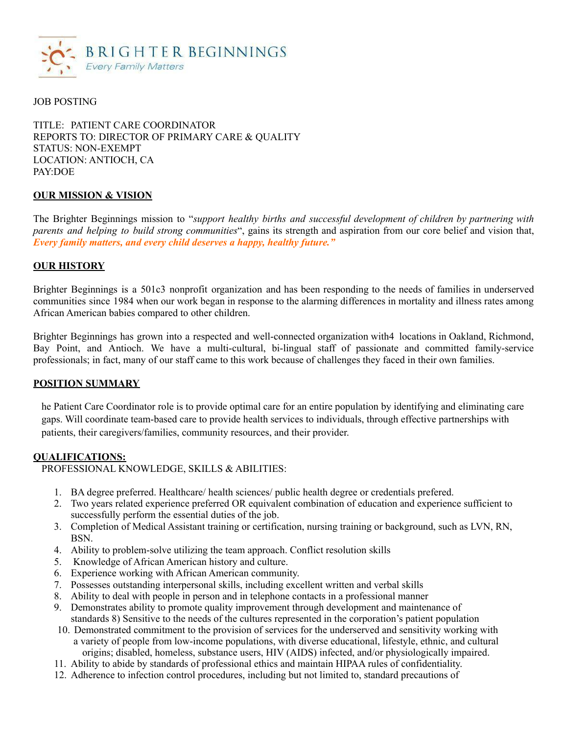BRIGHTER BEGINNINGS
*Every Family Matters*

JOB POSTING

TITLE: PATIENT CARE COORDINATOR
REPORTS TO: DIRECTOR OF PRIMARY CARE & QUALITY
STATUS: NON-EXEMPT
LOCATION: ANTIOCH, CA
PAY:DOE

## OUR MISSION & VISION

The Brighter Beginnings mission to "*support healthy births and successful development of children by partnering with parents and helping to build strong communities*", gains its strength and aspiration from our core belief and vision that, ***Every family matters, and every child deserves a happy, healthy future."***

## OUR HISTORY

Brighter Beginnings is a 501c3 nonprofit organization and has been responding to the needs of families in underserved communities since 1984 when our work began in response to the alarming differences in mortality and illness rates among African American babies compared to other children.

Brighter Beginnings has grown into a respected and well-connected organization with4 locations in Oakland, Richmond, Bay Point, and Antioch. We have a multi-cultural, bi-lingual staff of passionate and committed family-service professionals; in fact, many of our staff came to this work because of challenges they faced in their own families.

## POSITION SUMMARY

he Patient Care Coordinator role is to provide optimal care for an entire population by identifying and eliminating care gaps. Will coordinate team-based care to provide health services to individuals, through effective partnerships with patients, their caregivers/families, community resources, and their provider.

## QUALIFICATIONS:

PROFESSIONAL KNOWLEDGE, SKILLS & ABILITIES:

1. BA degree preferred. Healthcare/ health sciences/ public health degree or credentials prefered.
2. Two years related experience preferred OR equivalent combination of education and experience sufficient to successfully perform the essential duties of the job.
3. Completion of Medical Assistant training or certification, nursing training or background, such as LVN, RN, BSN.
4. Ability to problem-solve utilizing the team approach. Conflict resolution skills
5. Knowledge of African American history and culture.
6. Experience working with African American community.
7. Possesses outstanding interpersonal skills, including excellent written and verbal skills
8. Ability to deal with people in person and in telephone contacts in a professional manner
9. Demonstrates ability to promote quality improvement through development and maintenance of standards 8) Sensitive to the needs of the cultures represented in the corporation's patient population
10. Demonstrated commitment to the provision of services for the underserved and sensitivity working with a variety of people from low-income populations, with diverse educational, lifestyle, ethnic, and cultural origins; disabled, homeless, substance users, HIV (AIDS) infected, and/or physiologically impaired.
11. Ability to abide by standards of professional ethics and maintain HIPAA rules of confidentiality.
12. Adherence to infection control procedures, including but not limited to, standard precautions of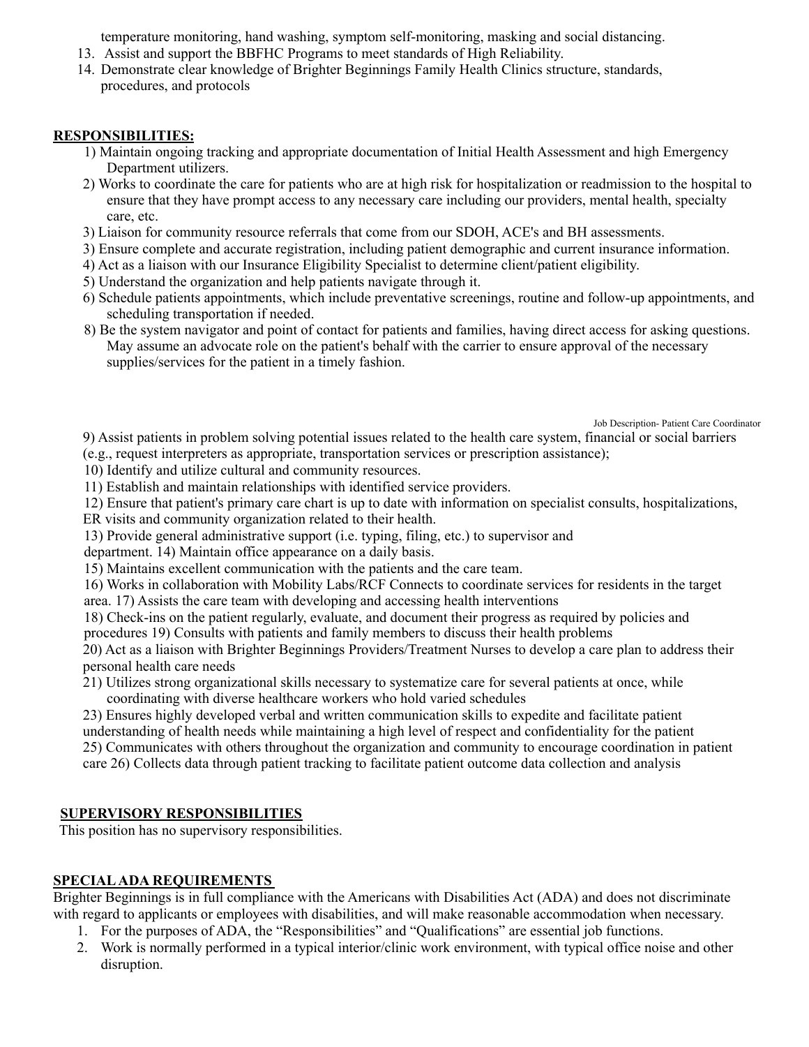temperature monitoring, hand washing, symptom self-monitoring, masking and social distancing.

13. Assist and support the BBFHC Programs to meet standards of High Reliability.
14. Demonstrate clear knowledge of Brighter Beginnings Family Health Clinics structure, standards, procedures, and protocols

## RESPONSIBILITIES:

1) Maintain ongoing tracking and appropriate documentation of Initial Health Assessment and high Emergency Department utilizers.
2) Works to coordinate the care for patients who are at high risk for hospitalization or readmission to the hospital to ensure that they have prompt access to any necessary care including our providers, mental health, specialty care, etc.
3) Liaison for community resource referrals that come from our SDOH, ACE's and BH assessments.
3) Ensure complete and accurate registration, including patient demographic and current insurance information.
4) Act as a liaison with our Insurance Eligibility Specialist to determine client/patient eligibility.
5) Understand the organization and help patients navigate through it.
6) Schedule patients appointments, which include preventative screenings, routine and follow-up appointments, and scheduling transportation if needed.
8) Be the system navigator and point of contact for patients and families, having direct access for asking questions. May assume an advocate role on the patient's behalf with the carrier to ensure approval of the necessary supplies/services for the patient in a timely fashion.

9) Assist patients in problem solving potential issues related to the health care system, financial or social barriers (e.g., request interpreters as appropriate, transportation services or prescription assistance);
10) Identify and utilize cultural and community resources.
11) Establish and maintain relationships with identified service providers.
12) Ensure that patient's primary care chart is up to date with information on specialist consults, hospitalizations, ER visits and community organization related to their health.
13) Provide general administrative support (i.e. typing, filing, etc.) to supervisor and department. 14) Maintain office appearance on a daily basis.
15) Maintains excellent communication with the patients and the care team.
16) Works in collaboration with Mobility Labs/RCF Connects to coordinate services for residents in the target area. 17) Assists the care team with developing and accessing health interventions
18) Check-ins on the patient regularly, evaluate, and document their progress as required by policies and procedures 19) Consults with patients and family members to discuss their health problems
20) Act as a liaison with Brighter Beginnings Providers/Treatment Nurses to develop a care plan to address their personal health care needs
21) Utilizes strong organizational skills necessary to systematize care for several patients at once, while coordinating with diverse healthcare workers who hold varied schedules
23) Ensures highly developed verbal and written communication skills to expedite and facilitate patient understanding of health needs while maintaining a high level of respect and confidentiality for the patient
25) Communicates with others throughout the organization and community to encourage coordination in patient care 26) Collects data through patient tracking to facilitate patient outcome data collection and analysis

## SUPERVISORY RESPONSIBILITIES

This position has no supervisory responsibilities.

## SPECIAL ADA REQUIREMENTS

Brighter Beginnings is in full compliance with the Americans with Disabilities Act (ADA) and does not discriminate with regard to applicants or employees with disabilities, and will make reasonable accommodation when necessary.

1. For the purposes of ADA, the "Responsibilities" and "Qualifications" are essential job functions.
2. Work is normally performed in a typical interior/clinic work environment, with typical office noise and other disruption.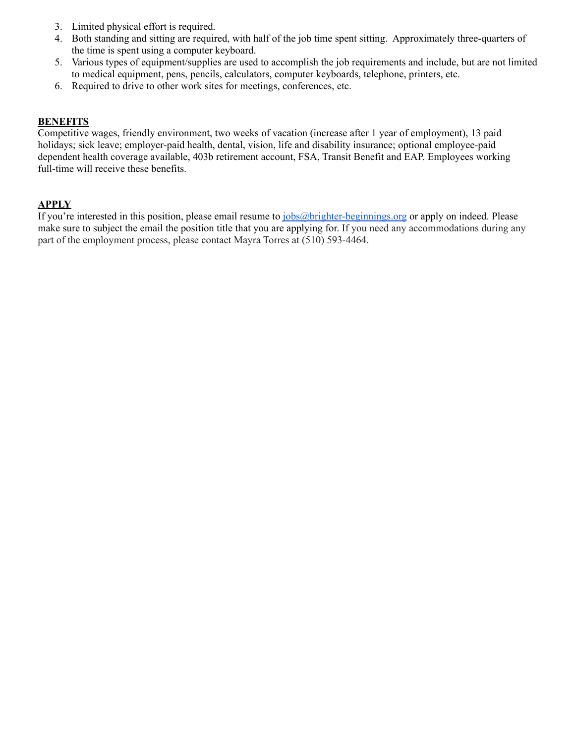3. Limited physical effort is required.
4. Both standing and sitting are required, with half of the job time spent sitting. Approximately three-quarters of the time is spent using a computer keyboard.
5. Various types of equipment/supplies are used to accomplish the job requirements and include, but are not limited to medical equipment, pens, pencils, calculators, computer keyboards, telephone, printers, etc.
6. Required to drive to other work sites for meetings, conferences, etc.

## BENEFITS

Competitive wages, friendly environment, two weeks of vacation (increase after 1 year of employment), 13 paid holidays; sick leave; employer-paid health, dental, vision, life and disability insurance; optional employee-paid dependent health coverage available, 403b retirement account, FSA, Transit Benefit and EAP. Employees working full-time will receive these benefits.

## APPLY

If you're interested in this position, please email resume to jobs@brighter-beginnings.org or apply on indeed. Please make sure to subject the email the position title that you are applying for. If you need any accommodations during any part of the employment process, please contact Mayra Torres at (510) 593-4464.